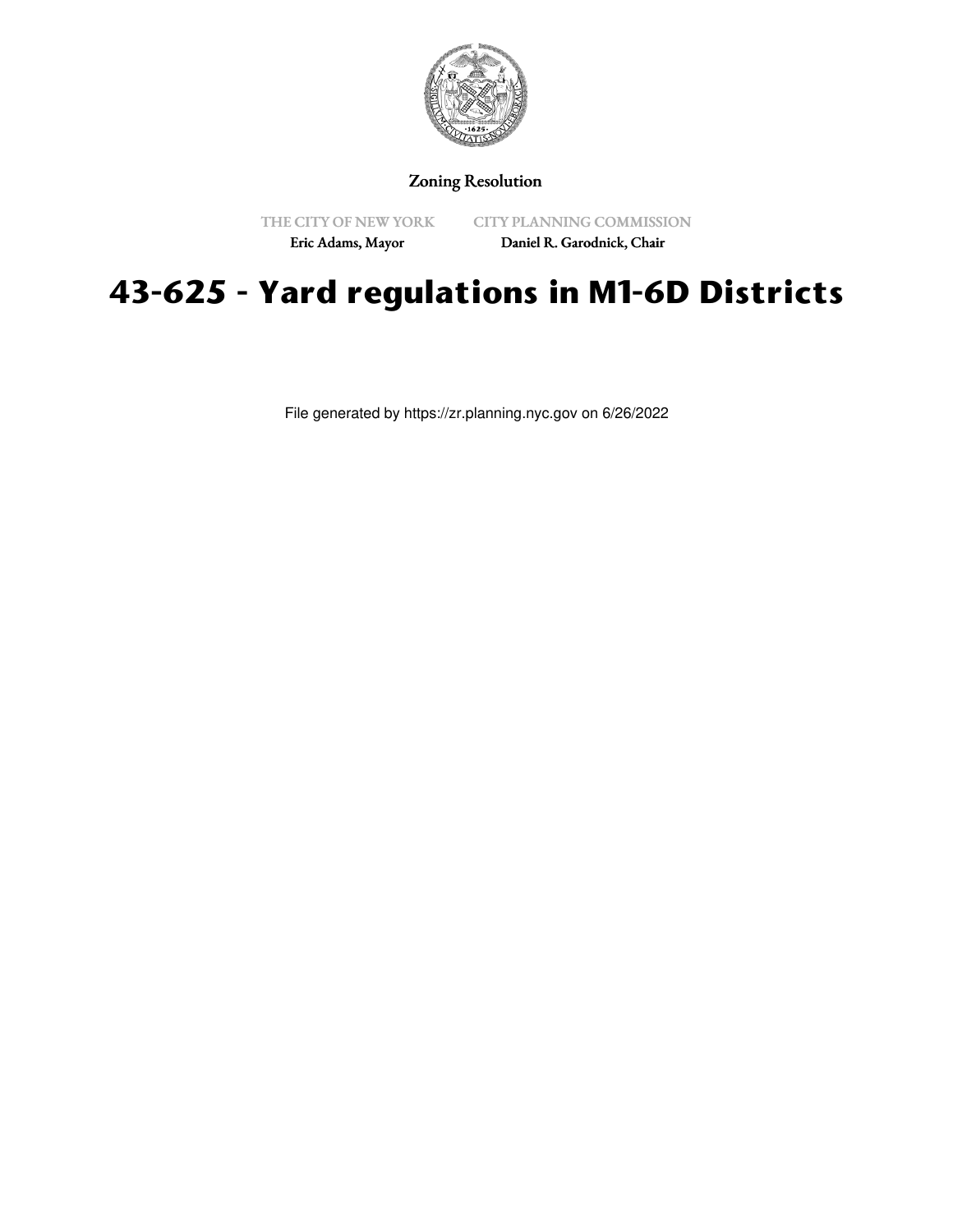Zoning Resolution

THE CITY OF NEW YORK
Eric Adams, Mayor

CITY PLANNING COMMISSION
Daniel R. Garodnick, Chair

# 43-625 - Yard regulations in M1-6D Districts

File generated by https://zr.planning.nyc.gov on 6/26/2022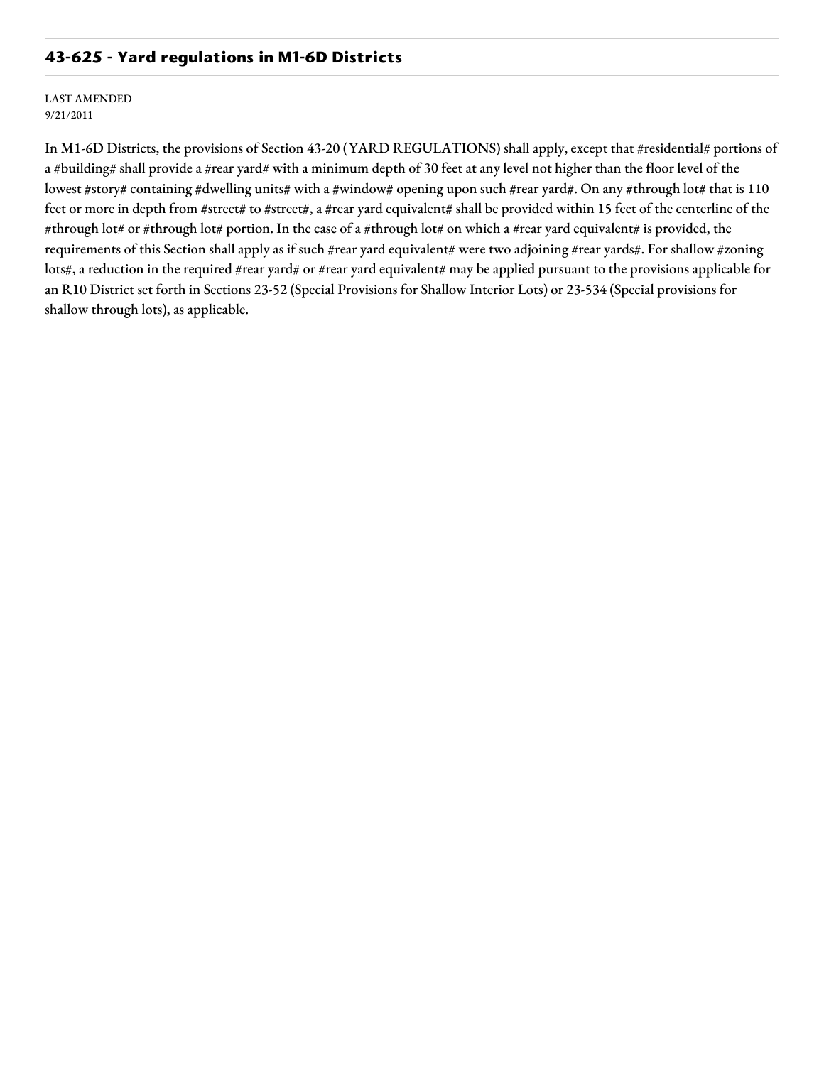## 43-625 - Yard regulations in M1-6D Districts

LAST AMENDED
9/21/2011

In M1-6D Districts, the provisions of Section 43-20 (YARD REGULATIONS) shall apply, except that #residential# portions of a #building# shall provide a #rear yard# with a minimum depth of 30 feet at any level not higher than the floor level of the lowest #story# containing #dwelling units# with a #window# opening upon such #rear yard#. On any #through lot# that is 110 feet or more in depth from #street# to #street#, a #rear yard equivalent# shall be provided within 15 feet of the centerline of the #through lot# or #through lot# portion. In the case of a #through lot# on which a #rear yard equivalent# is provided, the requirements of this Section shall apply as if such #rear yard equivalent# were two adjoining #rear yards#. For shallow #zoning lots#, a reduction in the required #rear yard# or #rear yard equivalent# may be applied pursuant to the provisions applicable for an R10 District set forth in Sections 23-52 (Special Provisions for Shallow Interior Lots) or 23-534 (Special provisions for shallow through lots), as applicable.